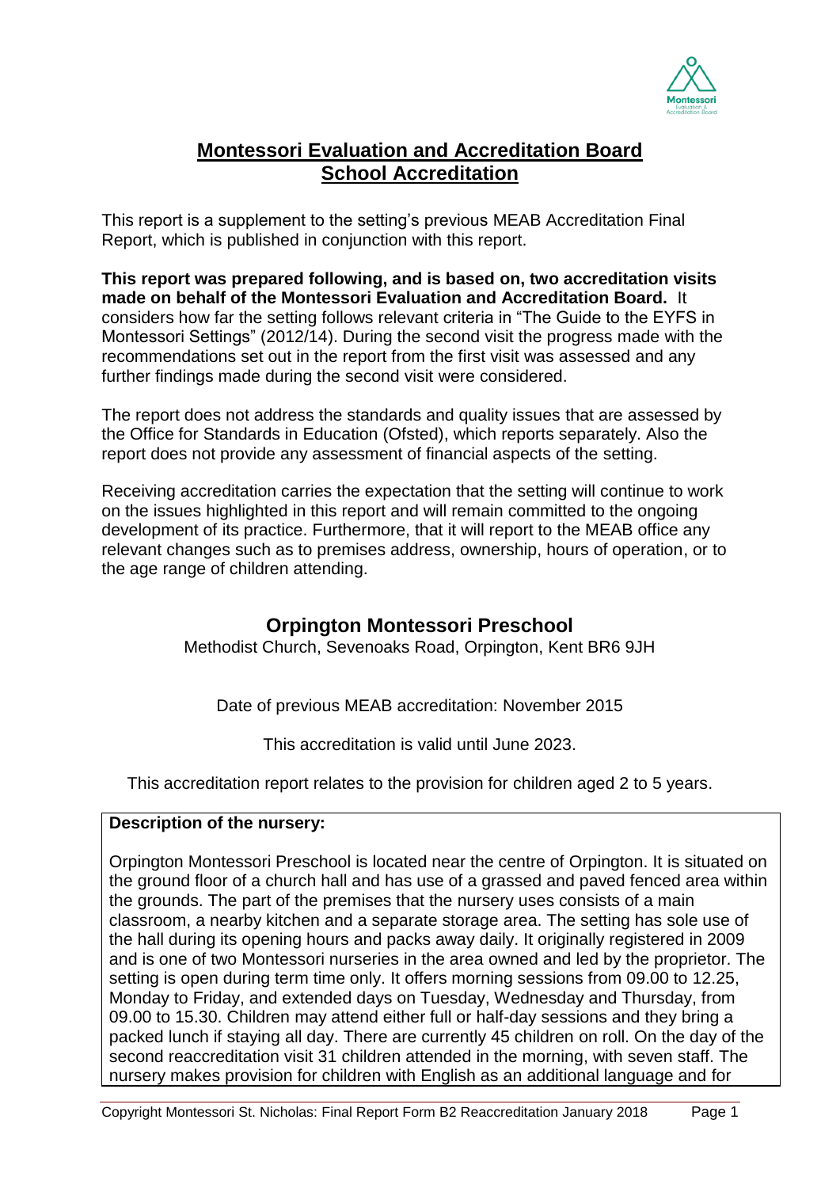# Montessori Evaluation and Accreditation Board School Accreditation

This report is a supplement to the setting's previous MEAB Accreditation Final Report, which is published in conjunction with this report.

**This report was prepared following, and is based on, two accreditation visits made on behalf of the Montessori Evaluation and Accreditation Board.** It considers how far the setting follows relevant criteria in "The Guide to the EYFS in Montessori Settings" (2012/14). During the second visit the progress made with the recommendations set out in the report from the first visit was assessed and any further findings made during the second visit were considered.

The report does not address the standards and quality issues that are assessed by the Office for Standards in Education (Ofsted), which reports separately. Also the report does not provide any assessment of financial aspects of the setting.

Receiving accreditation carries the expectation that the setting will continue to work on the issues highlighted in this report and will remain committed to the ongoing development of its practice. Furthermore, that it will report to the MEAB office any relevant changes such as to premises address, ownership, hours of operation, or to the age range of children attending.

## Orpington Montessori Preschool

Methodist Church, Sevenoaks Road, Orpington, Kent BR6 9JH

Date of previous MEAB accreditation: November 2015

This accreditation is valid until June 2023.

This accreditation report relates to the provision for children aged 2 to 5 years.

**Description of the nursery:**

Orpington Montessori Preschool is located near the centre of Orpington. It is situated on the ground floor of a church hall and has use of a grassed and paved fenced area within the grounds. The part of the premises that the nursery uses consists of a main classroom, a nearby kitchen and a separate storage area. The setting has sole use of the hall during its opening hours and packs away daily. It originally registered in 2009 and is one of two Montessori nurseries in the area owned and led by the proprietor. The setting is open during term time only. It offers morning sessions from 09.00 to 12.25, Monday to Friday, and extended days on Tuesday, Wednesday and Thursday, from 09.00 to 15.30. Children may attend either full or half-day sessions and they bring a packed lunch if staying all day. There are currently 45 children on roll. On the day of the second reaccreditation visit 31 children attended in the morning, with seven staff. The nursery makes provision for children with English as an additional language and for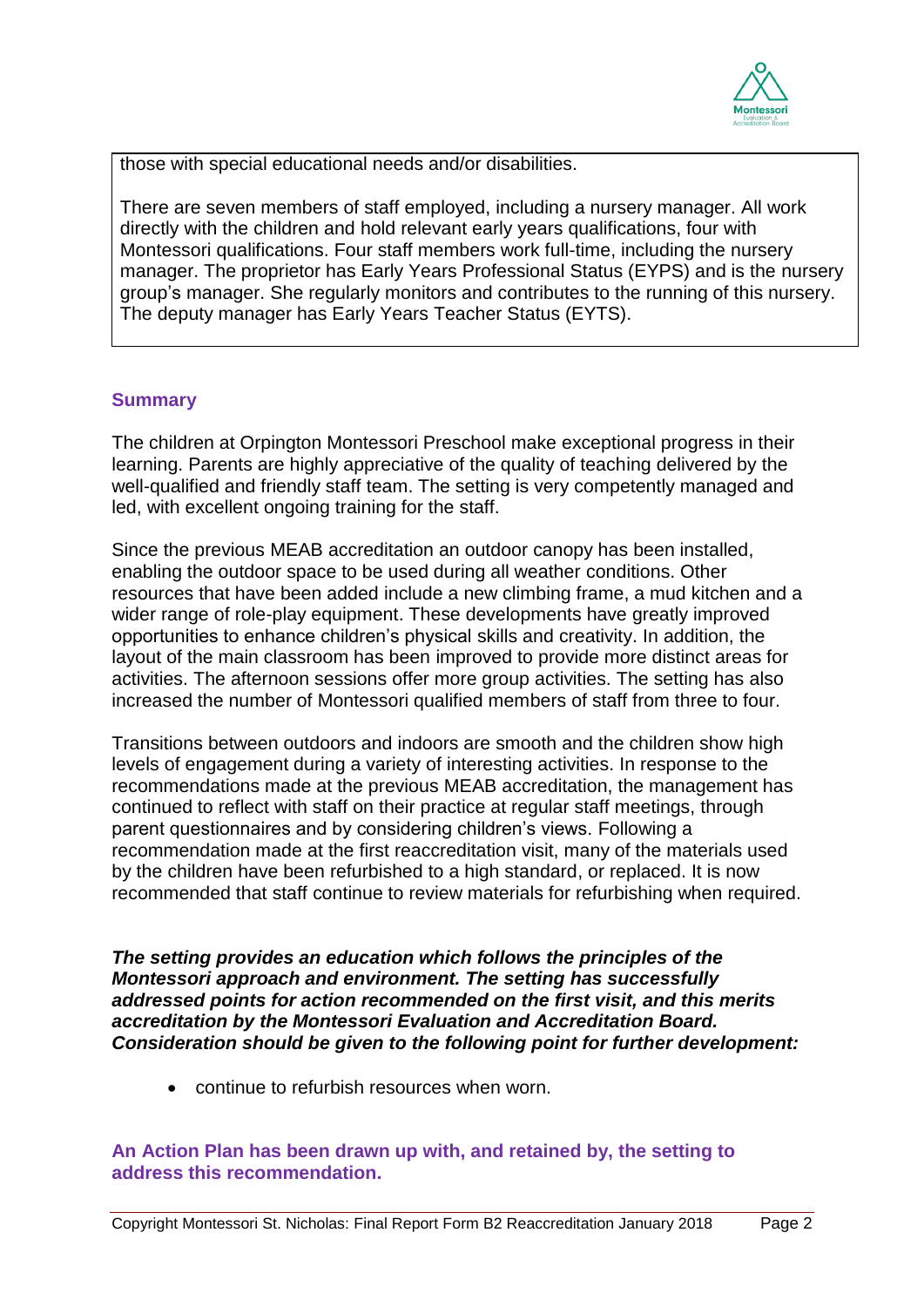those with special educational needs and/or disabilities.

There are seven members of staff employed, including a nursery manager. All work directly with the children and hold relevant early years qualifications, four with Montessori qualifications. Four staff members work full-time, including the nursery manager. The proprietor has Early Years Professional Status (EYPS) and is the nursery group's manager. She regularly monitors and contributes to the running of this nursery. The deputy manager has Early Years Teacher Status (EYTS).

## Summary

The children at Orpington Montessori Preschool make exceptional progress in their learning. Parents are highly appreciative of the quality of teaching delivered by the well-qualified and friendly staff team. The setting is very competently managed and led, with excellent ongoing training for the staff.

Since the previous MEAB accreditation an outdoor canopy has been installed, enabling the outdoor space to be used during all weather conditions. Other resources that have been added include a new climbing frame, a mud kitchen and a wider range of role-play equipment. These developments have greatly improved opportunities to enhance children's physical skills and creativity. In addition, the layout of the main classroom has been improved to provide more distinct areas for activities. The afternoon sessions offer more group activities. The setting has also increased the number of Montessori qualified members of staff from three to four.

Transitions between outdoors and indoors are smooth and the children show high levels of engagement during a variety of interesting activities. In response to the recommendations made at the previous MEAB accreditation, the management has continued to reflect with staff on their practice at regular staff meetings, through parent questionnaires and by considering children's views. Following a recommendation made at the first reaccreditation visit, many of the materials used by the children have been refurbished to a high standard, or replaced. It is now recommended that staff continue to review materials for refurbishing when required.

***The setting provides an education which follows the principles of the Montessori approach and environment. The setting has successfully addressed points for action recommended on the first visit, and this merits accreditation by the Montessori Evaluation and Accreditation Board. Consideration should be given to the following point for further development:***

- continue to refurbish resources when worn.

**An Action Plan has been drawn up with, and retained by, the setting to address this recommendation.**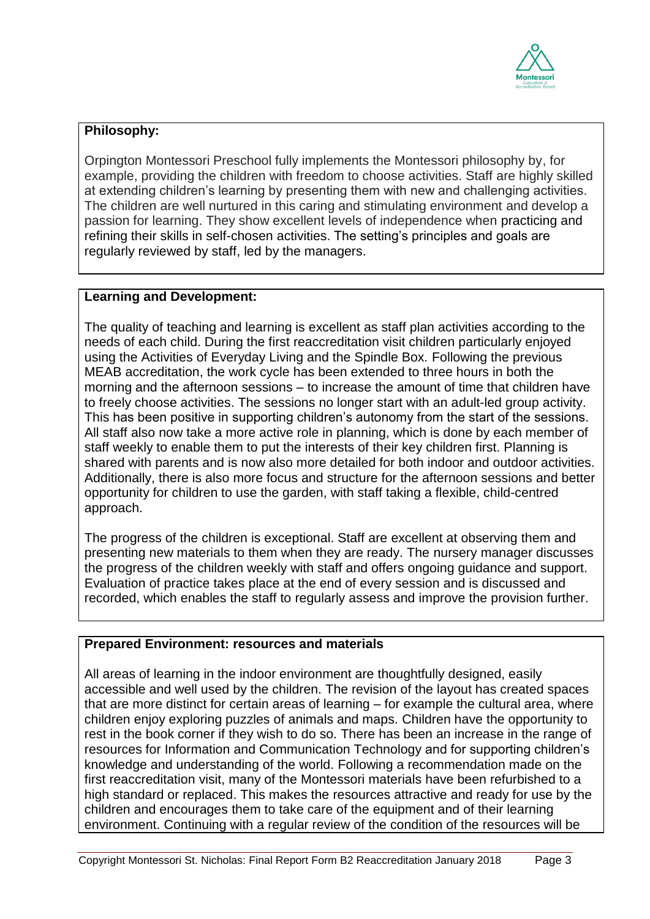**Philosophy:**

Orpington Montessori Preschool fully implements the Montessori philosophy by, for example, providing the children with freedom to choose activities. Staff are highly skilled at extending children's learning by presenting them with new and challenging activities. The children are well nurtured in this caring and stimulating environment and develop a passion for learning. They show excellent levels of independence when practicing and refining their skills in self-chosen activities. The setting's principles and goals are regularly reviewed by staff, led by the managers.

**Learning and Development:**

The quality of teaching and learning is excellent as staff plan activities according to the needs of each child. During the first reaccreditation visit children particularly enjoyed using the Activities of Everyday Living and the Spindle Box. Following the previous MEAB accreditation, the work cycle has been extended to three hours in both the morning and the afternoon sessions – to increase the amount of time that children have to freely choose activities. The sessions no longer start with an adult-led group activity. This has been positive in supporting children's autonomy from the start of the sessions. All staff also now take a more active role in planning, which is done by each member of staff weekly to enable them to put the interests of their key children first. Planning is shared with parents and is now also more detailed for both indoor and outdoor activities. Additionally, there is also more focus and structure for the afternoon sessions and better opportunity for children to use the garden, with staff taking a flexible, child-centred approach.

The progress of the children is exceptional. Staff are excellent at observing them and presenting new materials to them when they are ready. The nursery manager discusses the progress of the children weekly with staff and offers ongoing guidance and support. Evaluation of practice takes place at the end of every session and is discussed and recorded, which enables the staff to regularly assess and improve the provision further.

**Prepared Environment: resources and materials**

All areas of learning in the indoor environment are thoughtfully designed, easily accessible and well used by the children. The revision of the layout has created spaces that are more distinct for certain areas of learning – for example the cultural area, where children enjoy exploring puzzles of animals and maps. Children have the opportunity to rest in the book corner if they wish to do so. There has been an increase in the range of resources for Information and Communication Technology and for supporting children's knowledge and understanding of the world. Following a recommendation made on the first reaccreditation visit, many of the Montessori materials have been refurbished to a high standard or replaced. This makes the resources attractive and ready for use by the children and encourages them to take care of the equipment and of their learning environment. Continuing with a regular review of the condition of the resources will be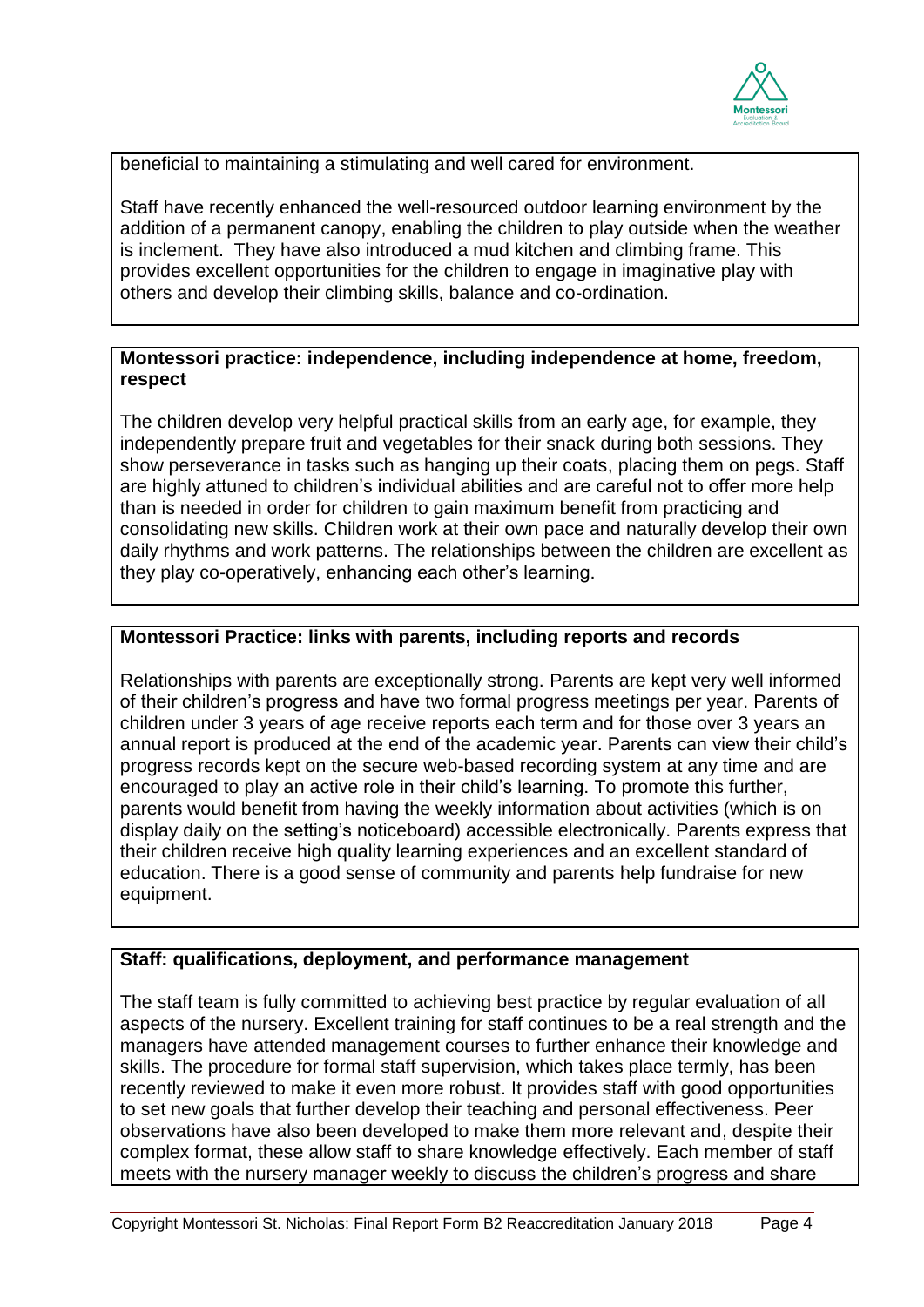beneficial to maintaining a stimulating and well cared for environment.

Staff have recently enhanced the well-resourced outdoor learning environment by the addition of a permanent canopy, enabling the children to play outside when the weather is inclement. They have also introduced a mud kitchen and climbing frame. This provides excellent opportunities for the children to engage in imaginative play with others and develop their climbing skills, balance and co-ordination.

**Montessori practice: independence, including independence at home, freedom, respect**

The children develop very helpful practical skills from an early age, for example, they independently prepare fruit and vegetables for their snack during both sessions. They show perseverance in tasks such as hanging up their coats, placing them on pegs. Staff are highly attuned to children's individual abilities and are careful not to offer more help than is needed in order for children to gain maximum benefit from practicing and consolidating new skills. Children work at their own pace and naturally develop their own daily rhythms and work patterns. The relationships between the children are excellent as they play co-operatively, enhancing each other's learning.

**Montessori Practice: links with parents, including reports and records**

Relationships with parents are exceptionally strong. Parents are kept very well informed of their children's progress and have two formal progress meetings per year. Parents of children under 3 years of age receive reports each term and for those over 3 years an annual report is produced at the end of the academic year. Parents can view their child's progress records kept on the secure web-based recording system at any time and are encouraged to play an active role in their child's learning. To promote this further, parents would benefit from having the weekly information about activities (which is on display daily on the setting's noticeboard) accessible electronically. Parents express that their children receive high quality learning experiences and an excellent standard of education. There is a good sense of community and parents help fundraise for new equipment.

**Staff: qualifications, deployment, and performance management**

The staff team is fully committed to achieving best practice by regular evaluation of all aspects of the nursery. Excellent training for staff continues to be a real strength and the managers have attended management courses to further enhance their knowledge and skills. The procedure for formal staff supervision, which takes place termly, has been recently reviewed to make it even more robust. It provides staff with good opportunities to set new goals that further develop their teaching and personal effectiveness. Peer observations have also been developed to make them more relevant and, despite their complex format, these allow staff to share knowledge effectively. Each member of staff meets with the nursery manager weekly to discuss the children's progress and share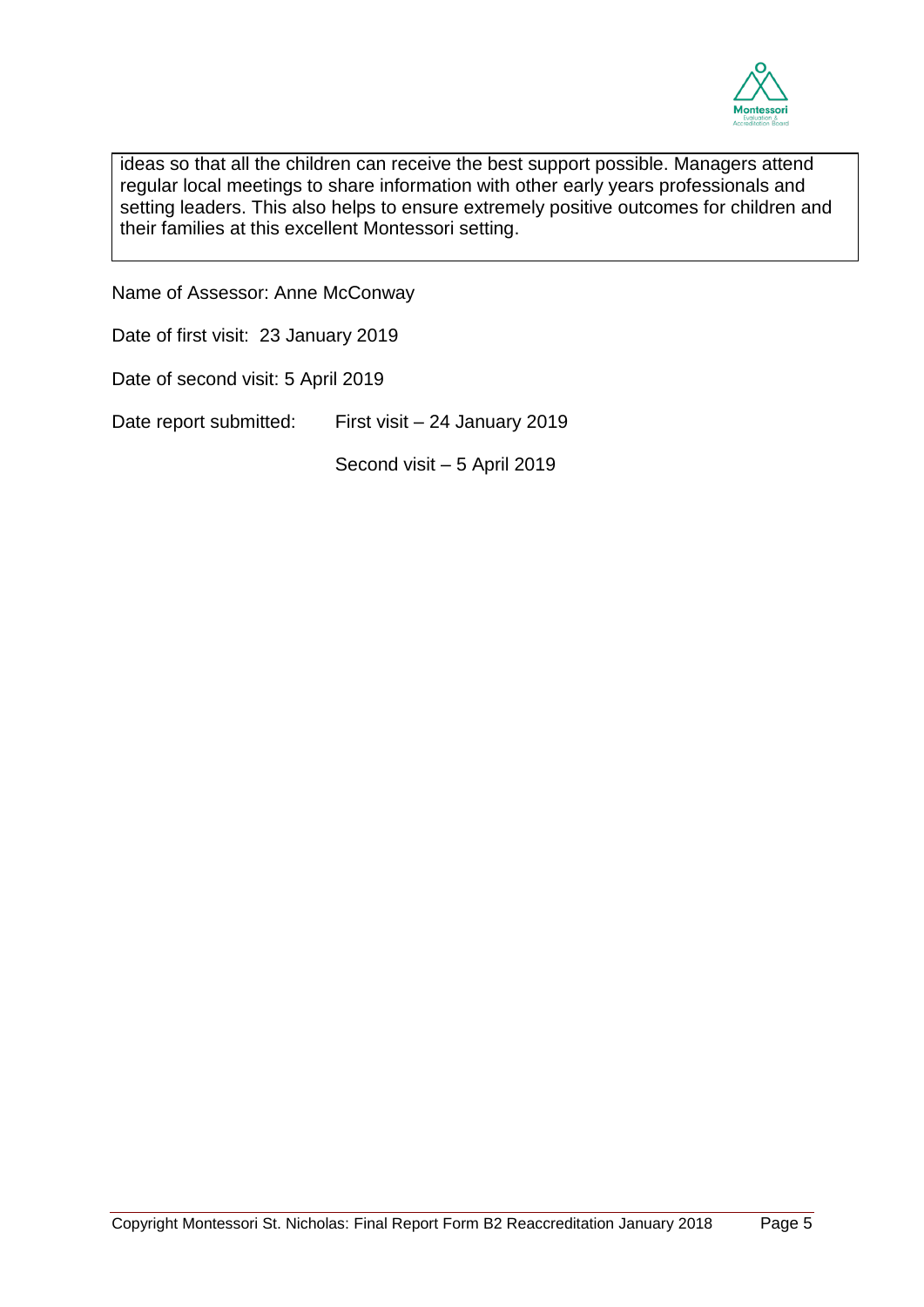ideas so that all the children can receive the best support possible. Managers attend regular local meetings to share information with other early years professionals and setting leaders. This also helps to ensure extremely positive outcomes for children and their families at this excellent Montessori setting.

Name of Assessor: Anne McConway

Date of first visit: 23 January 2019

Date of second visit: 5 April 2019

Date report submitted: First visit – 24 January 2019

Second visit – 5 April 2019